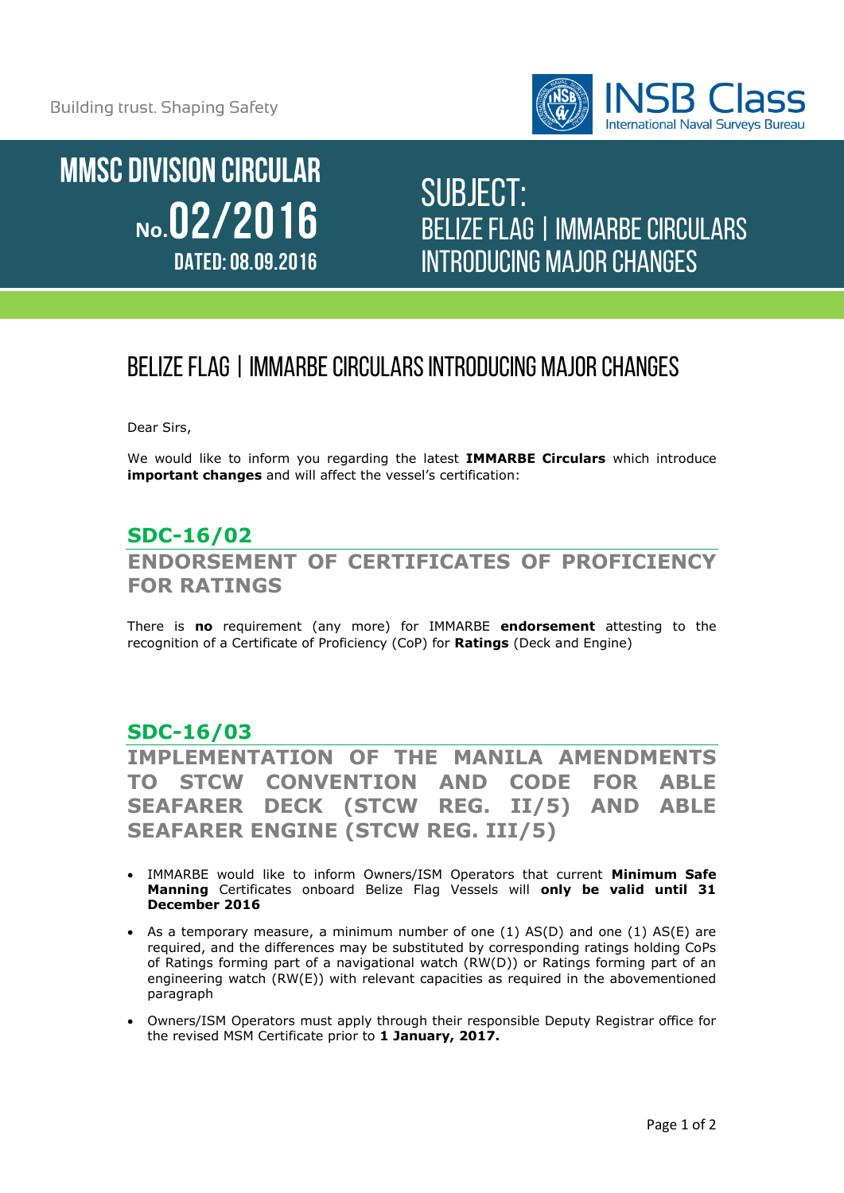Building trust. Shaping Safety

INSB Class
International Naval Surveys Bureau

# MMSC DIVISION CIRCULAR No. 02/2016

DATED: 08.09.2016

SUBJECT:
BELIZE FLAG | IMMARBE CIRCULARS INTRODUCING MAJOR CHANGES

## BELIZE FLAG | IMMARBE CIRCULARS INTRODUCING MAJOR CHANGES

Dear Sirs,

We would like to inform you regarding the latest **IMMARBE Circulars** which introduce **important changes** and will affect the vessel's certification:

### SDC-16/02

### ENDORSEMENT OF CERTIFICATES OF PROFICIENCY FOR RATINGS

There is **no** requirement (any more) for IMMARBE **endorsement** attesting to the recognition of a Certificate of Proficiency (CoP) for **Ratings** (Deck and Engine)

### SDC-16/03

### IMPLEMENTATION OF THE MANILA AMENDMENTS TO STCW CONVENTION AND CODE FOR ABLE SEAFARER DECK (STCW REG. II/5) AND ABLE SEAFARER ENGINE (STCW REG. III/5)

- IMMARBE would like to inform Owners/ISM Operators that current **Minimum Safe Manning** Certificates onboard Belize Flag Vessels will **only be valid until 31 December 2016**
- As a temporary measure, a minimum number of one (1) AS(D) and one (1) AS(E) are required, and the differences may be substituted by corresponding ratings holding CoPs of Ratings forming part of a navigational watch (RW(D)) or Ratings forming part of an engineering watch (RW(E)) with relevant capacities as required in the abovementioned paragraph
- Owners/ISM Operators must apply through their responsible Deputy Registrar office for the revised MSM Certificate prior to **1 January, 2017.**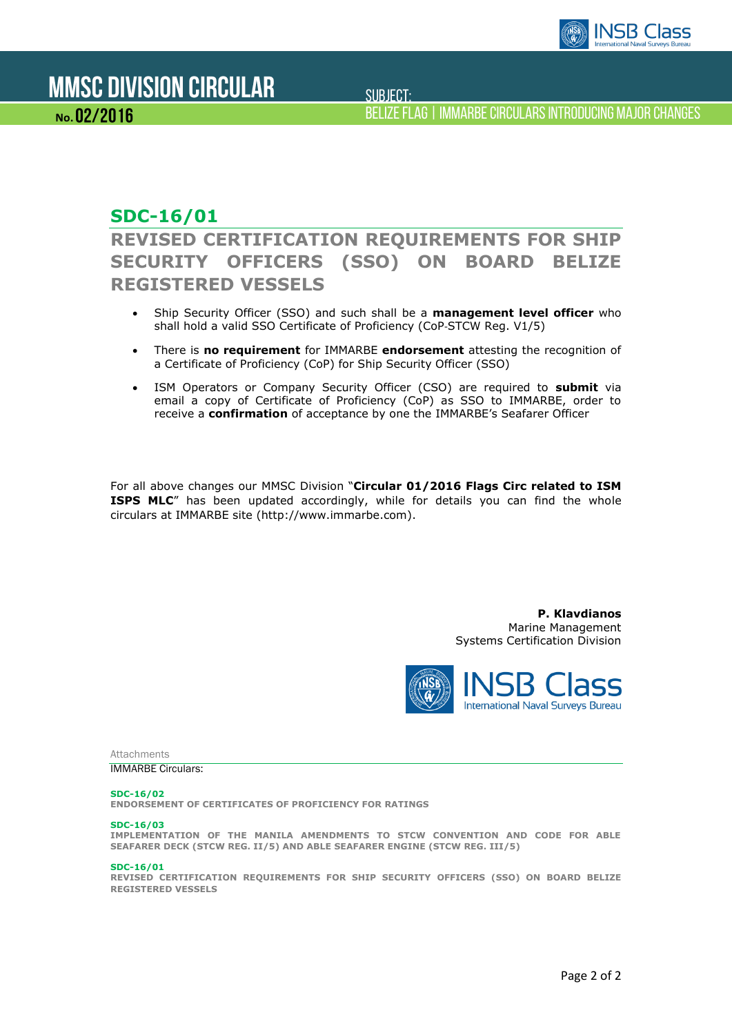# MMSC DIVISION CIRCULAR

**No. 02/2016**

SUBJECT:
BELIZE FLAG | IMMARBE CIRCULARS INTRODUCING MAJOR CHANGES

## SDC-16/01

## REVISED CERTIFICATION REQUIREMENTS FOR SHIP SECURITY OFFICERS (SSO) ON BOARD BELIZE REGISTERED VESSELS

- Ship Security Officer (SSO) and such shall be a **management level officer** who shall hold a valid SSO Certificate of Proficiency (CoP-STCW Reg. V1/5)
- There is **no requirement** for IMMARBE **endorsement** attesting the recognition of a Certificate of Proficiency (CoP) for Ship Security Officer (SSO)
- ISM Operators or Company Security Officer (CSO) are required to **submit** via email a copy of Certificate of Proficiency (CoP) as SSO to IMMARBE, order to receive a **confirmation** of acceptance by one the IMMARBE's Seafarer Officer

For all above changes our MMSC Division "**Circular 01/2016 Flags Circ related to ISM ISPS MLC**" has been updated accordingly, while for details you can find the whole circulars at IMMARBE site (http://www.immarbe.com).

**P. Klavdianos**
Marine Management
Systems Certification Division

INSB Class
International Naval Surveys Bureau

Attachments

IMMARBE Circulars:

**SDC-16/02**
**ENDORSEMENT OF CERTIFICATES OF PROFICIENCY FOR RATINGS**

**SDC-16/03**
**IMPLEMENTATION OF THE MANILA AMENDMENTS TO STCW CONVENTION AND CODE FOR ABLE SEAFARER DECK (STCW REG. II/5) AND ABLE SEAFARER ENGINE (STCW REG. III/5)**

**SDC-16/01**
**REVISED CERTIFICATION REQUIREMENTS FOR SHIP SECURITY OFFICERS (SSO) ON BOARD BELIZE REGISTERED VESSELS**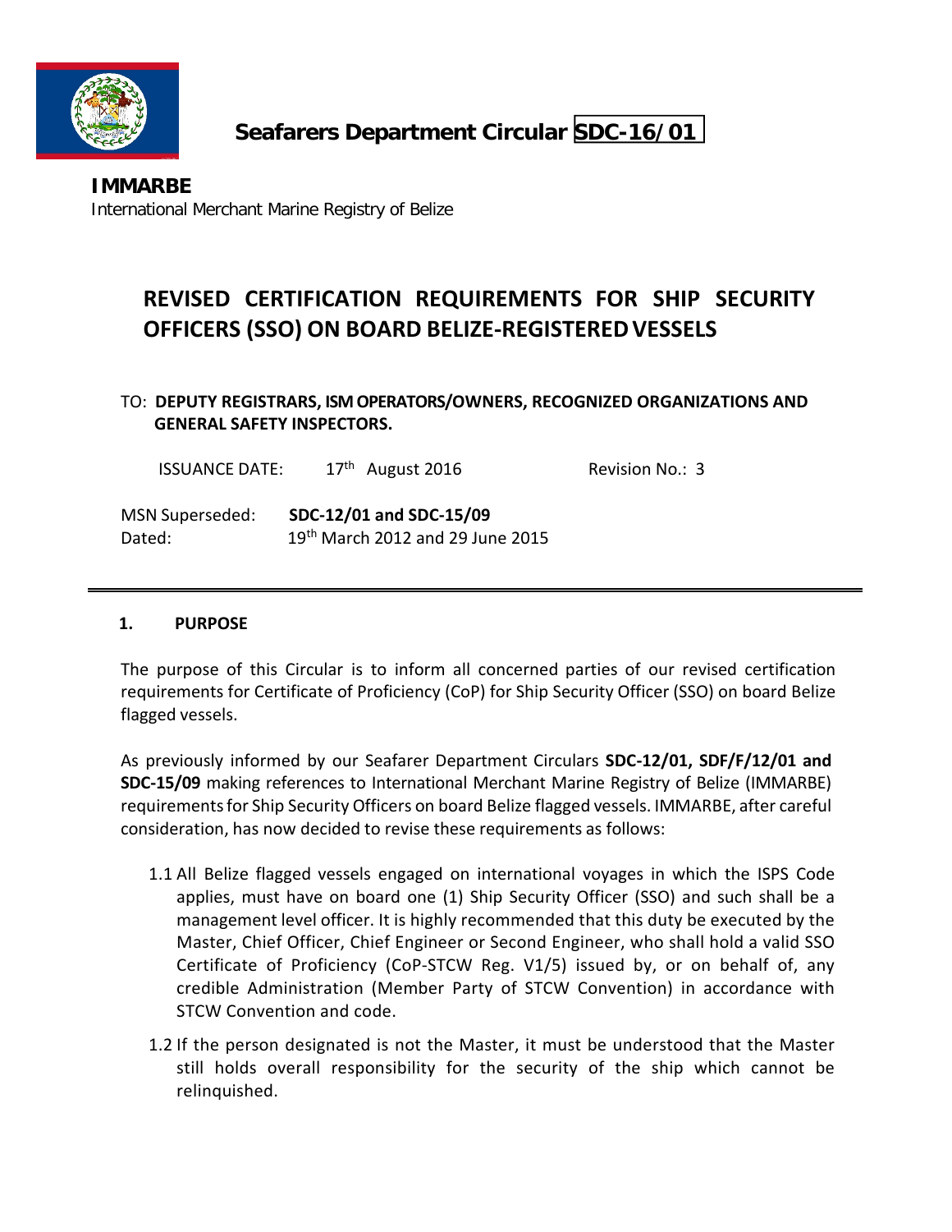# Seafarers Department Circular SDC-16/01

**IMMARBE**
International Merchant Marine Registry of Belize

## REVISED CERTIFICATION REQUIREMENTS FOR SHIP SECURITY OFFICERS (SSO) ON BOARD BELIZE-REGISTERED VESSELS

TO: **DEPUTY REGISTRARS, ISM OPERATORS/OWNERS, RECOGNIZED ORGANIZATIONS AND GENERAL SAFETY INSPECTORS.**

ISSUANCE DATE: 17th August 2016 Revision No.: 3

MSN Superseded: **SDC-12/01 and SDC-15/09**
Dated: 19th March 2012 and 29 June 2015

---

### 1. PURPOSE

The purpose of this Circular is to inform all concerned parties of our revised certification requirements for Certificate of Proficiency (CoP) for Ship Security Officer (SSO) on board Belize flagged vessels.

As previously informed by our Seafarer Department Circulars **SDC-12/01, SDF/F/12/01 and SDC-15/09** making references to International Merchant Marine Registry of Belize (IMMARBE) requirements for Ship Security Officers on board Belize flagged vessels. IMMARBE, after careful consideration, has now decided to revise these requirements as follows:

1.1 All Belize flagged vessels engaged on international voyages in which the ISPS Code applies, must have on board one (1) Ship Security Officer (SSO) and such shall be a management level officer. It is highly recommended that this duty be executed by the Master, Chief Officer, Chief Engineer or Second Engineer, who shall hold a valid SSO Certificate of Proficiency (CoP-STCW Reg. V1/5) issued by, or on behalf of, any credible Administration (Member Party of STCW Convention) in accordance with STCW Convention and code.

1.2 If the person designated is not the Master, it must be understood that the Master still holds overall responsibility for the security of the ship which cannot be relinquished.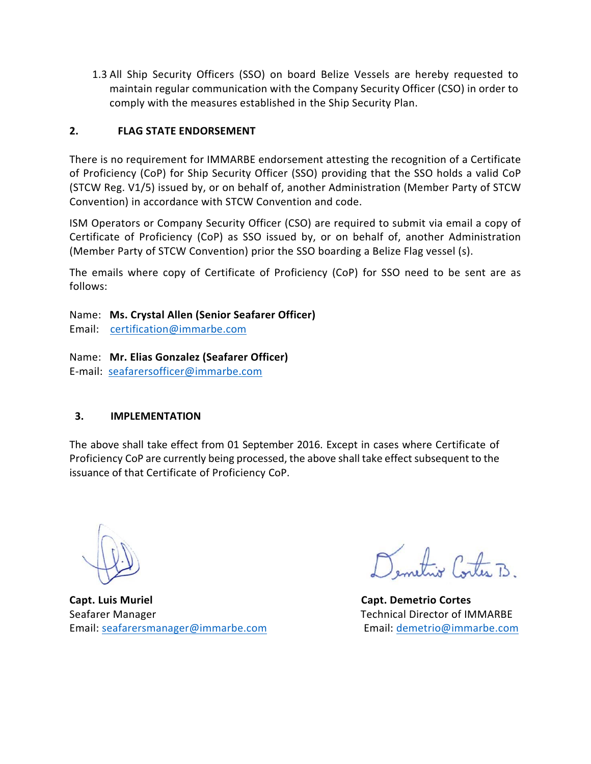1.3 All Ship Security Officers (SSO) on board Belize Vessels are hereby requested to maintain regular communication with the Company Security Officer (CSO) in order to comply with the measures established in the Ship Security Plan.

## 2. FLAG STATE ENDORSEMENT

There is no requirement for IMMARBE endorsement attesting the recognition of a Certificate of Proficiency (CoP) for Ship Security Officer (SSO) providing that the SSO holds a valid CoP (STCW Reg. V1/5) issued by, or on behalf of, another Administration (Member Party of STCW Convention) in accordance with STCW Convention and code.

ISM Operators or Company Security Officer (CSO) are required to submit via email a copy of Certificate of Proficiency (CoP) as SSO issued by, or on behalf of, another Administration (Member Party of STCW Convention) prior the SSO boarding a Belize Flag vessel (s).

The emails where copy of Certificate of Proficiency (CoP) for SSO need to be sent are as follows:

Name: **Ms. Crystal Allen (Senior Seafarer Officer)**
Email: certification@immarbe.com

Name: **Mr. Elias Gonzalez (Seafarer Officer)**
E-mail: seafarersofficer@immarbe.com

## 3. IMPLEMENTATION

The above shall take effect from 01 September 2016. Except in cases where Certificate of Proficiency CoP are currently being processed, the above shall take effect subsequent to the issuance of that Certificate of Proficiency CoP.

**Capt. Luis Muriel**
Seafarer Manager
Email: seafarersmanager@immarbe.com

**Capt. Demetrio Cortes**
Technical Director of IMMARBE
Email: demetrio@immarbe.com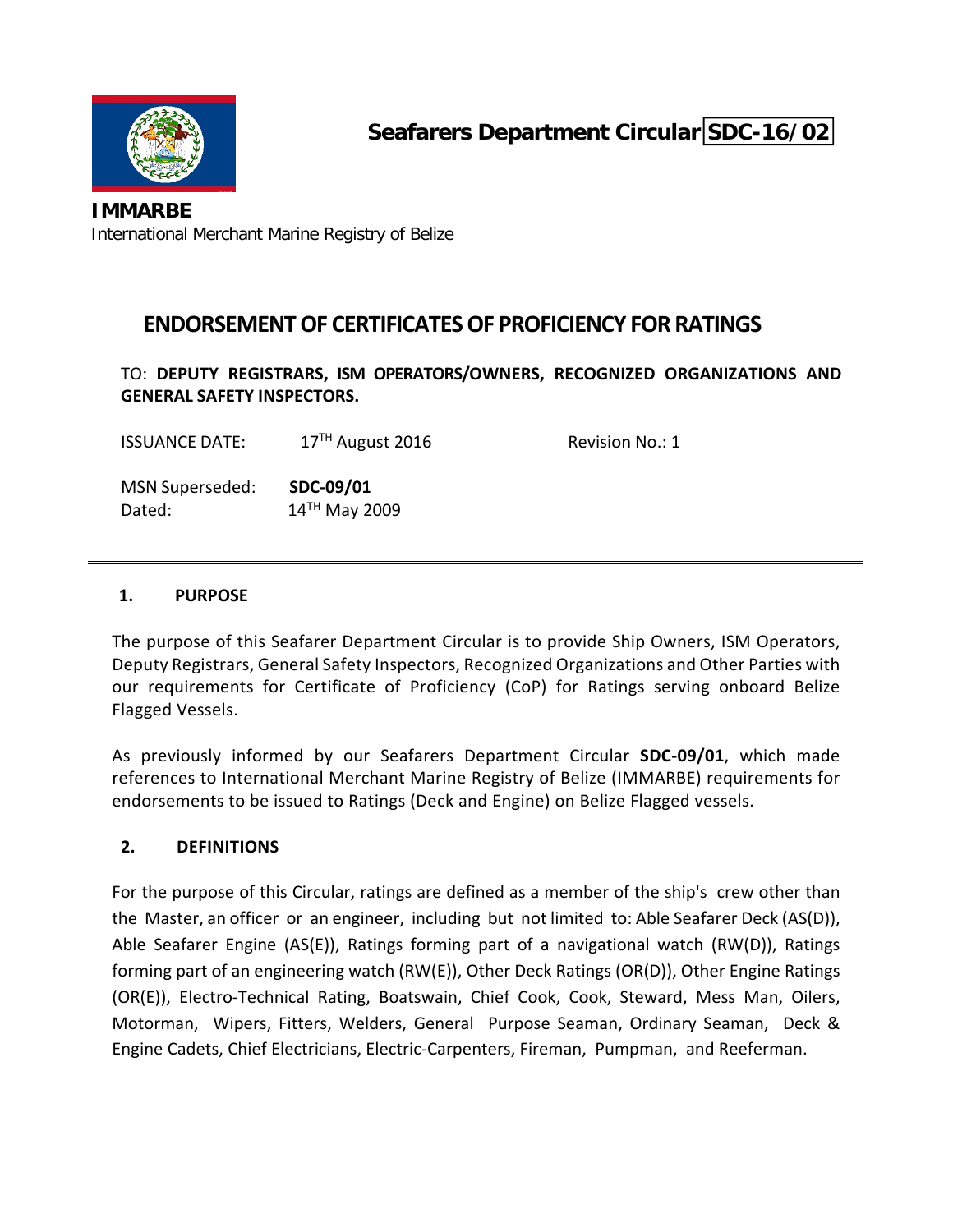**Seafarers Department Circular SDC-16/02**

**IMMARBE**
International Merchant Marine Registry of Belize

# ENDORSEMENT OF CERTIFICATES OF PROFICIENCY FOR RATINGS

TO: **DEPUTY REGISTRARS, ISM OPERATORS/OWNERS, RECOGNIZED ORGANIZATIONS AND GENERAL SAFETY INSPECTORS.**

ISSUANCE DATE: 17TH August 2016 Revision No.: 1

MSN Superseded: **SDC-09/01**
Dated: 14TH May 2009

---

## 1. PURPOSE

The purpose of this Seafarer Department Circular is to provide Ship Owners, ISM Operators, Deputy Registrars, General Safety Inspectors, Recognized Organizations and Other Parties with our requirements for Certificate of Proficiency (CoP) for Ratings serving onboard Belize Flagged Vessels.

As previously informed by our Seafarers Department Circular **SDC-09/01**, which made references to International Merchant Marine Registry of Belize (IMMARBE) requirements for endorsements to be issued to Ratings (Deck and Engine) on Belize Flagged vessels.

## 2. DEFINITIONS

For the purpose of this Circular, ratings are defined as a member of the ship's crew other than the Master, an officer or an engineer, including but not limited to: Able Seafarer Deck (AS(D)), Able Seafarer Engine (AS(E)), Ratings forming part of a navigational watch (RW(D)), Ratings forming part of an engineering watch (RW(E)), Other Deck Ratings (OR(D)), Other Engine Ratings (OR(E)), Electro-Technical Rating, Boatswain, Chief Cook, Cook, Steward, Mess Man, Oilers, Motorman, Wipers, Fitters, Welders, General Purpose Seaman, Ordinary Seaman, Deck & Engine Cadets, Chief Electricians, Electric-Carpenters, Fireman, Pumpman, and Reeferman.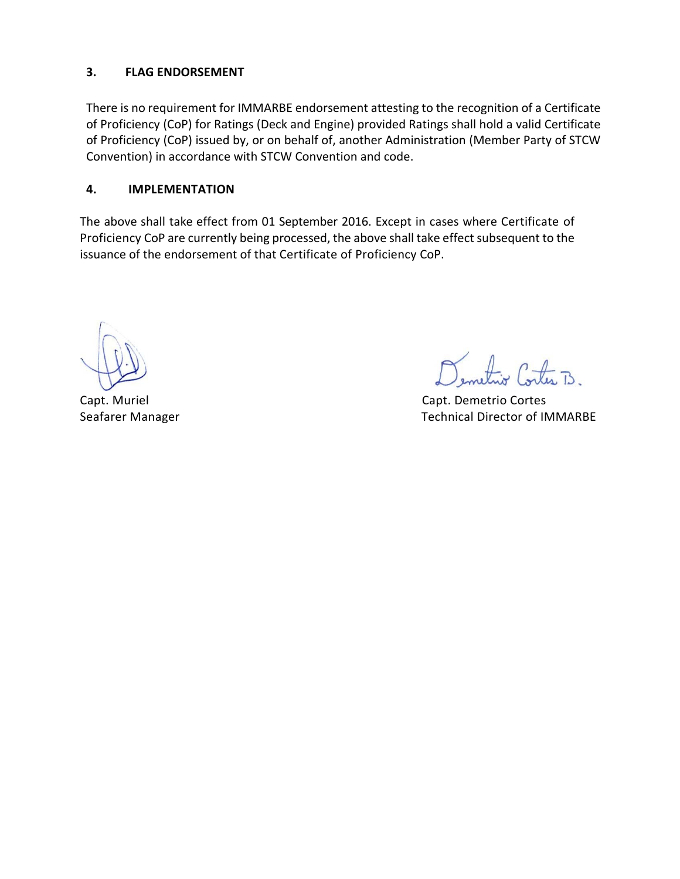## 3. FLAG ENDORSEMENT

There is no requirement for IMMARBE endorsement attesting to the recognition of a Certificate of Proficiency (CoP) for Ratings (Deck and Engine) provided Ratings shall hold a valid Certificate of Proficiency (CoP) issued by, or on behalf of, another Administration (Member Party of STCW Convention) in accordance with STCW Convention and code.

## 4. IMPLEMENTATION

The above shall take effect from 01 September 2016. Except in cases where Certificate of Proficiency CoP are currently being processed, the above shall take effect subsequent to the issuance of the endorsement of that Certificate of Proficiency CoP.

Capt. Muriel
Seafarer Manager

Capt. Demetrio Cortes
Technical Director of IMMARBE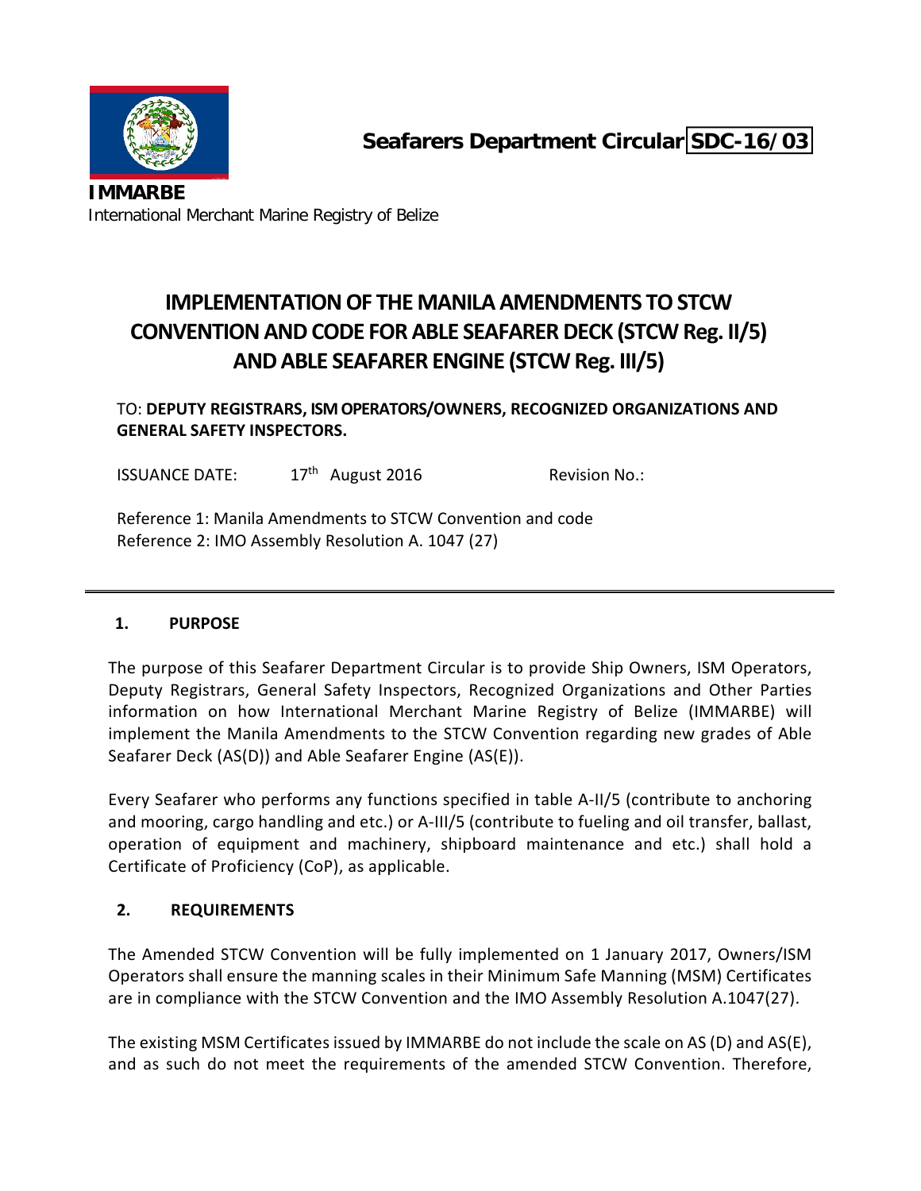**Seafarers Department Circular SDC-16/03**

**IMMARBE**
International Merchant Marine Registry of Belize

# IMPLEMENTATION OF THE MANILA AMENDMENTS TO STCW CONVENTION AND CODE FOR ABLE SEAFARER DECK (STCW Reg. II/5) AND ABLE SEAFARER ENGINE (STCW Reg. III/5)

TO: **DEPUTY REGISTRARS, ISM OPERATORS/OWNERS, RECOGNIZED ORGANIZATIONS AND GENERAL SAFETY INSPECTORS.**

ISSUANCE DATE: 17th August 2016 Revision No.:

Reference 1: Manila Amendments to STCW Convention and code
Reference 2: IMO Assembly Resolution A. 1047 (27)

---

## 1. PURPOSE

The purpose of this Seafarer Department Circular is to provide Ship Owners, ISM Operators, Deputy Registrars, General Safety Inspectors, Recognized Organizations and Other Parties information on how International Merchant Marine Registry of Belize (IMMARBE) will implement the Manila Amendments to the STCW Convention regarding new grades of Able Seafarer Deck (AS(D)) and Able Seafarer Engine (AS(E)).

Every Seafarer who performs any functions specified in table A-II/5 (contribute to anchoring and mooring, cargo handling and etc.) or A-III/5 (contribute to fueling and oil transfer, ballast, operation of equipment and machinery, shipboard maintenance and etc.) shall hold a Certificate of Proficiency (CoP), as applicable.

## 2. REQUIREMENTS

The Amended STCW Convention will be fully implemented on 1 January 2017, Owners/ISM Operators shall ensure the manning scales in their Minimum Safe Manning (MSM) Certificates are in compliance with the STCW Convention and the IMO Assembly Resolution A.1047(27).

The existing MSM Certificates issued by IMMARBE do not include the scale on AS (D) and AS(E), and as such do not meet the requirements of the amended STCW Convention. Therefore,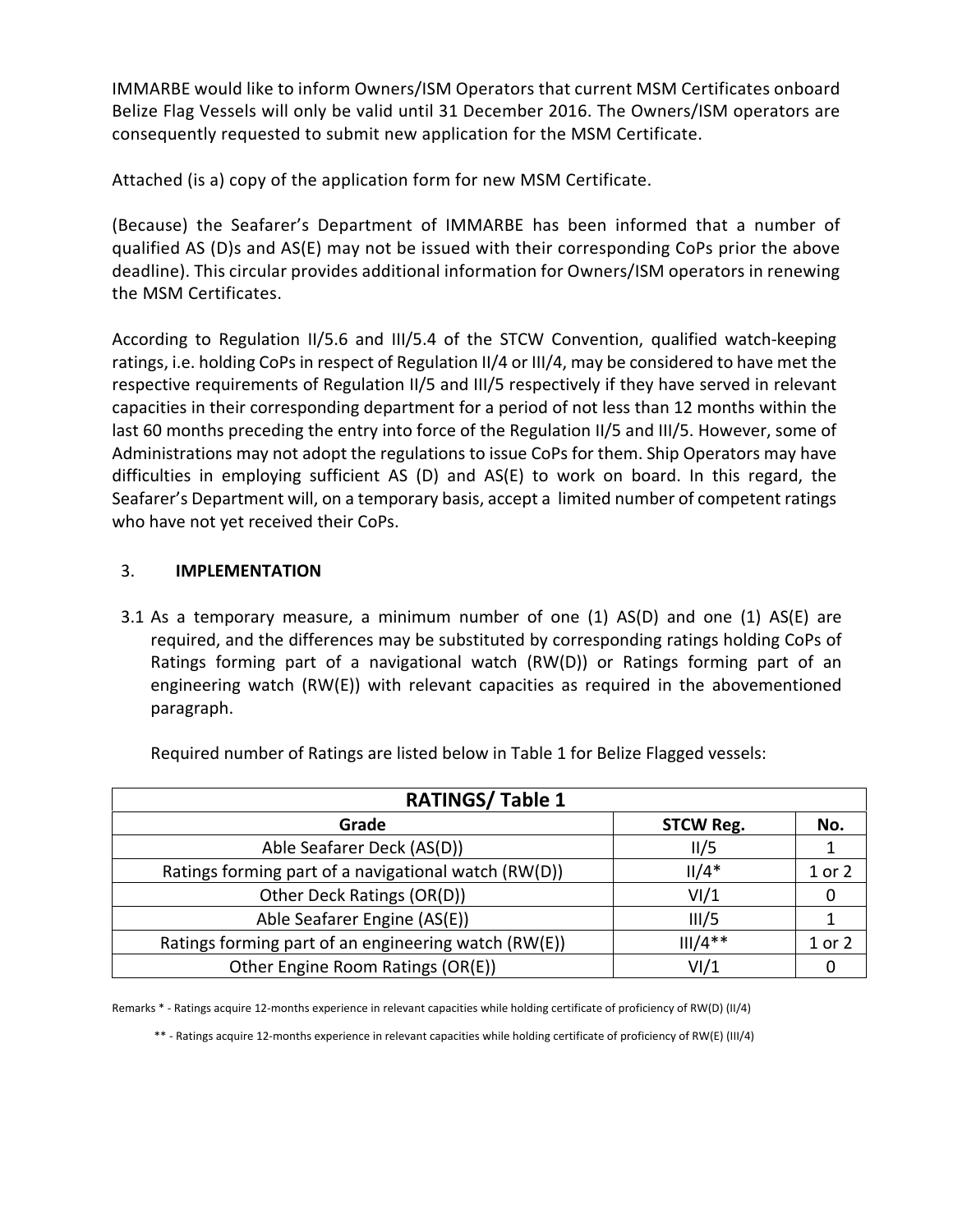IMMARBE would like to inform Owners/ISM Operators that current MSM Certificates onboard Belize Flag Vessels will only be valid until 31 December 2016. The Owners/ISM operators are consequently requested to submit new application for the MSM Certificate.

Attached (is a) copy of the application form for new MSM Certificate.

(Because) the Seafarer's Department of IMMARBE has been informed that a number of qualified AS (D)s and AS(E) may not be issued with their corresponding CoPs prior the above deadline). This circular provides additional information for Owners/ISM operators in renewing the MSM Certificates.

According to Regulation II/5.6 and III/5.4 of the STCW Convention, qualified watch-keeping ratings, i.e. holding CoPs in respect of Regulation II/4 or III/4, may be considered to have met the respective requirements of Regulation II/5 and III/5 respectively if they have served in relevant capacities in their corresponding department for a period of not less than 12 months within the last 60 months preceding the entry into force of the Regulation II/5 and III/5. However, some of Administrations may not adopt the regulations to issue CoPs for them. Ship Operators may have difficulties in employing sufficient AS (D) and AS(E) to work on board. In this regard, the Seafarer's Department will, on a temporary basis, accept a limited number of competent ratings who have not yet received their CoPs.

## 3. IMPLEMENTATION

3.1 As a temporary measure, a minimum number of one (1) AS(D) and one (1) AS(E) are required, and the differences may be substituted by corresponding ratings holding CoPs of Ratings forming part of a navigational watch (RW(D)) or Ratings forming part of an engineering watch (RW(E)) with relevant capacities as required in the abovementioned paragraph.

Required number of Ratings are listed below in Table 1 for Belize Flagged vessels:

| RATINGS/ Table 1 | | |
|---|---|---|
| **Grade** | **STCW Reg.** | **No.** |
| Able Seafarer Deck (AS(D)) | II/5 | 1 |
| Ratings forming part of a navigational watch (RW(D)) | II/4* | 1 or 2 |
| Other Deck Ratings (OR(D)) | VI/1 | 0 |
| Able Seafarer Engine (AS(E)) | III/5 | 1 |
| Ratings forming part of an engineering watch (RW(E)) | III/4** | 1 or 2 |
| Other Engine Room Ratings (OR(E)) | VI/1 | 0 |

Remarks * - Ratings acquire 12-months experience in relevant capacities while holding certificate of proficiency of RW(D) (II/4)

** - Ratings acquire 12-months experience in relevant capacities while holding certificate of proficiency of RW(E) (III/4)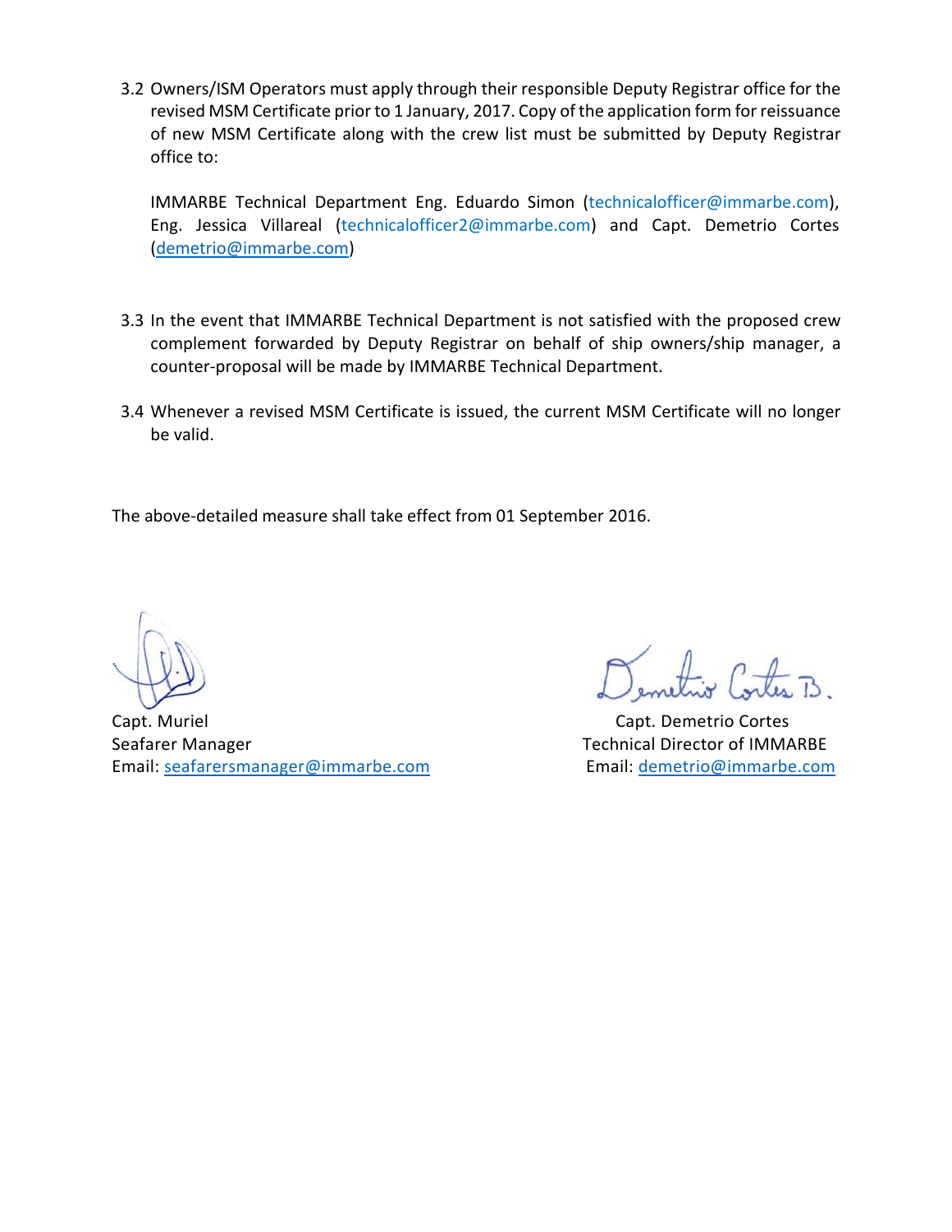3.2 Owners/ISM Operators must apply through their responsible Deputy Registrar office for the revised MSM Certificate prior to 1 January, 2017. Copy of the application form for reissuance of new MSM Certificate along with the crew list must be submitted by Deputy Registrar office to:

   IMMARBE Technical Department Eng. Eduardo Simon (technicalofficer@immarbe.com), Eng. Jessica Villareal (technicalofficer2@immarbe.com) and Capt. Demetrio Cortes (demetrio@immarbe.com)

3.3 In the event that IMMARBE Technical Department is not satisfied with the proposed crew complement forwarded by Deputy Registrar on behalf of ship owners/ship manager, a counter-proposal will be made by IMMARBE Technical Department.

3.4 Whenever a revised MSM Certificate is issued, the current MSM Certificate will no longer be valid.

The above-detailed measure shall take effect from 01 September 2016.

Capt. Muriel
Seafarer Manager
Email: seafarersmanager@immarbe.com

Capt. Demetrio Cortes
Technical Director of IMMARBE
Email: demetrio@immarbe.com